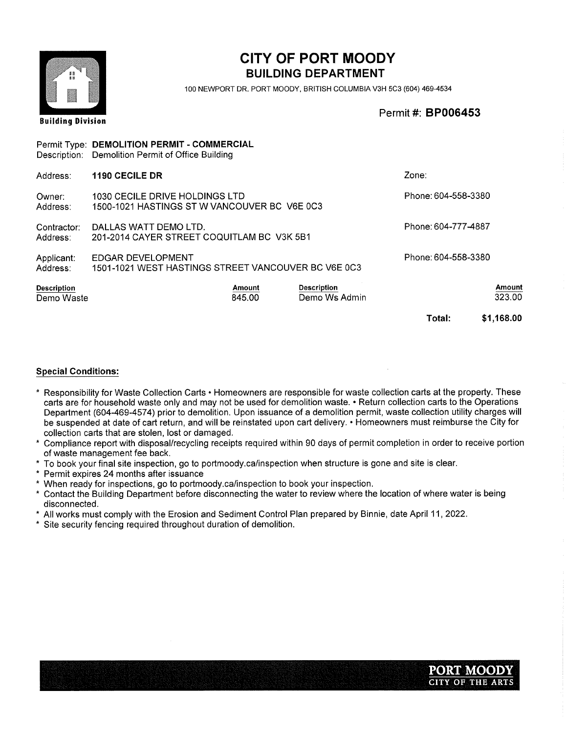Building Division

# CITY OF PORT MOODY

## BUILDING DEPARTMENT

100 NEWPORT DR. PORT MOODY, BRITISH COLUMBIA V3H 5C3 (604) 469-4534

Permit #: **BP006453**

Permit Type: **DEMOLITION PERMIT - COMMERCIAL**
Description: Demolition Permit of Office Building

Address: **1190 CECILE DR** | Zone:

Owner: 1030 CECILE DRIVE HOLDINGS LTD | Phone: 604-558-3380
Address: 1500-1021 HASTINGS ST W VANCOUVER BC V6E 0C3

Contractor: DALLAS WATT DEMO LTD. | Phone: 604-777-4887
Address: 201-2014 CAYER STREET COQUITLAM BC V3K 5B1

Applicant: EDGAR DEVELOPMENT | Phone: 604-558-3380
Address: 1501-1021 WEST HASTINGS STREET VANCOUVER BC V6E 0C3

| Description | Amount | Description | Amount |
|---|---|---|---|
| Demo Waste | 845.00 | Demo Ws Admin | 323.00 |
| | | **Total:** | **$1,168.00** |

**Special Conditions:**

* Responsibility for Waste Collection Carts • Homeowners are responsible for waste collection carts at the property. These carts are for household waste only and may not be used for demolition waste. • Return collection carts to the Operations Department (604-469-4574) prior to demolition. Upon issuance of a demolition permit, waste collection utility charges will be suspended at date of cart return, and will be reinstated upon cart delivery. • Homeowners must reimburse the City for collection carts that are stolen, lost or damaged.
* Compliance report with disposal/recycling receipts required within 90 days of permit completion in order to receive portion of waste management fee back.
* To book your final site inspection, go to portmoody.ca/inspection when structure is gone and site is clear.
* Permit expires 24 months after issuance
* When ready for inspections, go to portmoody.ca/inspection to book your inspection.
* Contact the Building Department before disconnecting the water to review where the location of where water is being disconnected.
* All works must comply with the Erosion and Sediment Control Plan prepared by Binnie, date April 11, 2022.
* Site security fencing required throughout duration of demolition.

PORT MOODY
CITY OF THE ARTS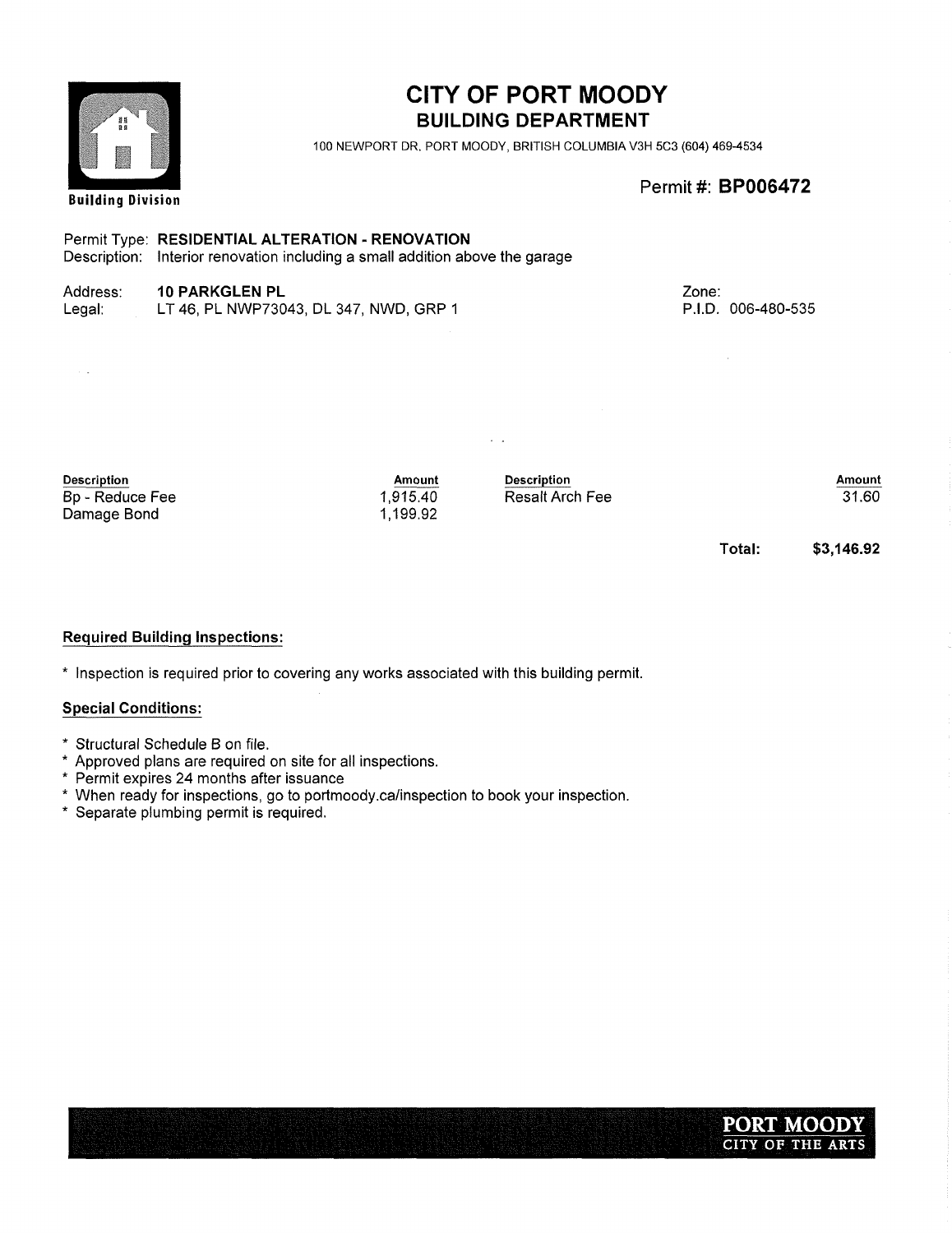# CITY OF PORT MOODY

## BUILDING DEPARTMENT

100 NEWPORT DR, PORT MOODY, BRITISH COLUMBIA V3H 5C3 (604) 469-4534

Building Division

Permit #: **BP006472**

Permit Type: **RESIDENTIAL ALTERATION - RENOVATION**
Description: Interior renovation including a small addition above the garage

Address: **10 PARKGLEN PL**
Legal: LT 46, PL NWP73043, DL 347, NWD, GRP 1

Zone:
P.I.D. 006-480-535

| Description | Amount | Description | Amount |
|---|---|---|---|
| Bp - Reduce Fee | 1,915.40 | Resalt Arch Fee | 31.60 |
| Damage Bond | 1,199.92 | | |
| | | **Total:** | **$3,146.92** |

**Required Building Inspections:**

* Inspection is required prior to covering any works associated with this building permit.

**Special Conditions:**

* Structural Schedule B on file.
* Approved plans are required on site for all inspections.
* Permit expires 24 months after issuance
* When ready for inspections, go to portmoody.ca/inspection to book your inspection.
* Separate plumbing permit is required.

PORT MOODY
CITY OF THE ARTS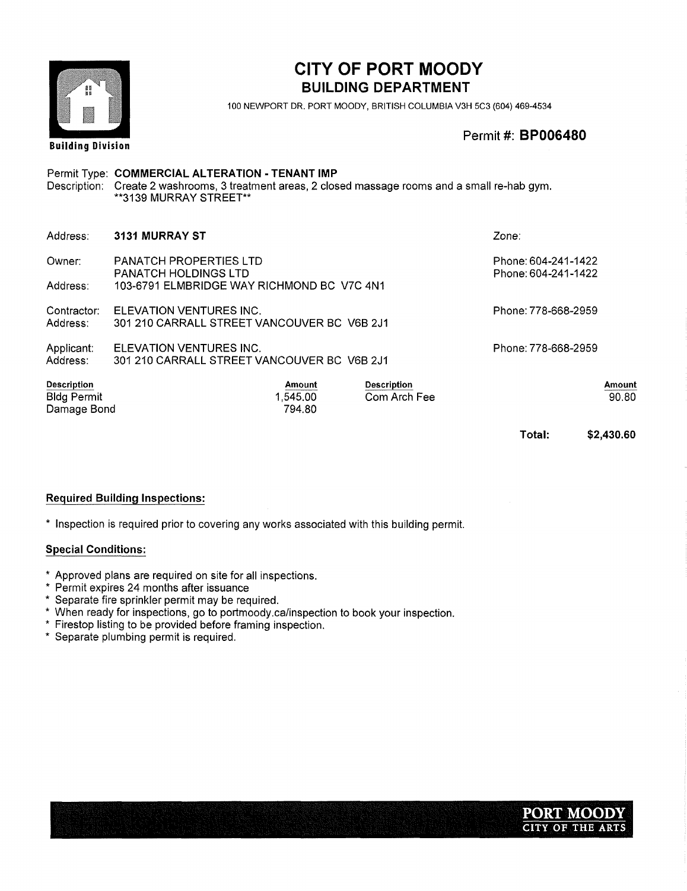# CITY OF PORT MOODY

## BUILDING DEPARTMENT

100 NEWPORT DR. PORT MOODY, BRITISH COLUMBIA V3H 5C3 (604) 469-4534

Building Division

**Permit #: BP006480**

Permit Type: **COMMERCIAL ALTERATION - TENANT IMP**

Description: Create 2 washrooms, 3 treatment areas, 2 closed massage rooms and a small re-hab gym. **3139 MURRAY STREET**

| | | |
|---|---|---|
| Address: | **3131 MURRAY ST** | Zone: |
| Owner: | PANATCH PROPERTIES LTD<br>PANATCH HOLDINGS LTD | Phone: 604-241-1422<br>Phone: 604-241-1422 |
| Address: | 103-6791 ELMBRIDGE WAY RICHMOND BC V7C 4N1 | |
| Contractor: | ELEVATION VENTURES INC. | Phone: 778-668-2959 |
| Address: | 301 210 CARRALL STREET VANCOUVER BC V6B 2J1 | |
| Applicant: | ELEVATION VENTURES INC. | Phone: 778-668-2959 |
| Address: | 301 210 CARRALL STREET VANCOUVER BC V6B 2J1 | |

| Description | Amount | Description | Amount |
|---|---|---|---|
| Bldg Permit | 1,545.00 | Com Arch Fee | 90.80 |
| Damage Bond | 794.80 | | |
| | | **Total:** | **$2,430.60** |

### Required Building Inspections:

* Inspection is required prior to covering any works associated with this building permit.

### Special Conditions:

* Approved plans are required on site for all inspections.
* Permit expires 24 months after issuance
* Separate fire sprinkler permit may be required.
* When ready for inspections, go to portmoody.ca/inspection to book your inspection.
* Firestop listing to be provided before framing inspection.
* Separate plumbing permit is required.

PORT MOODY
CITY OF THE ARTS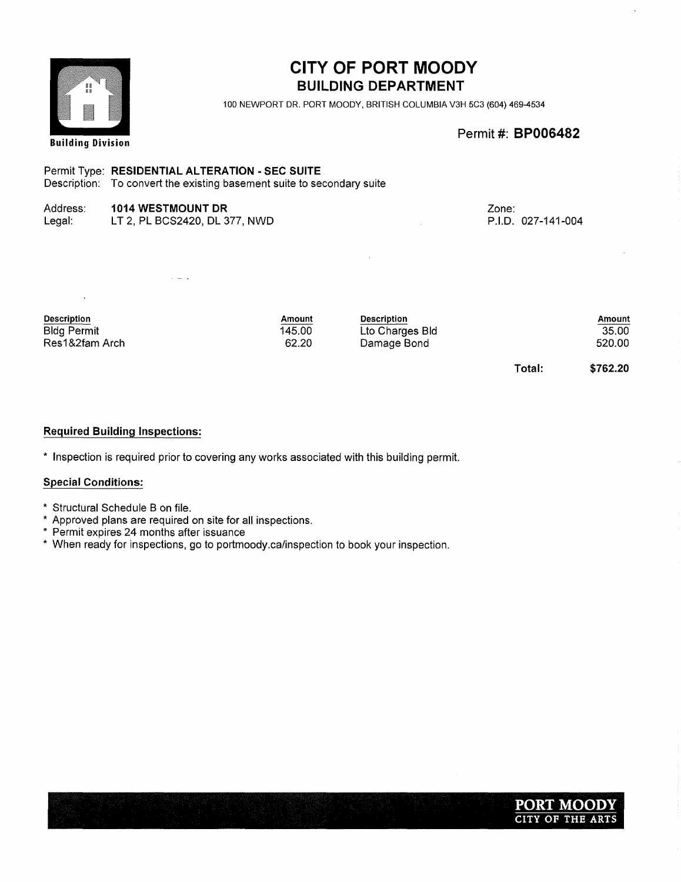# CITY OF PORT MOODY

## BUILDING DEPARTMENT

100 NEWPORT DR. PORT MOODY, BRITISH COLUMBIA V3H 5C3 (604) 469-4534

Building Division

Permit #: **BP006482**

Permit Type: **RESIDENTIAL ALTERATION - SEC SUITE**
Description: To convert the existing basement suite to secondary suite

Address: **1014 WESTMOUNT DR**
Legal: LT 2, PL BCS2420, DL 377, NWD

Zone:
P.I.D. 027-141-004

| Description | Amount | Description | Amount |
|---|---|---|---|
| Bldg Permit | 145.00 | Lto Charges Bld | 35.00 |
| Res1&2fam Arch | 62.20 | Damage Bond | 520.00 |
| | | **Total:** | **$762.20** |

**Required Building Inspections:**

* Inspection is required prior to covering any works associated with this building permit.

**Special Conditions:**

* Structural Schedule B on file.
* Approved plans are required on site for all inspections.
* Permit expires 24 months after issuance
* When ready for inspections, go to portmoody.ca/inspection to book your inspection.

PORT MOODY
CITY OF THE ARTS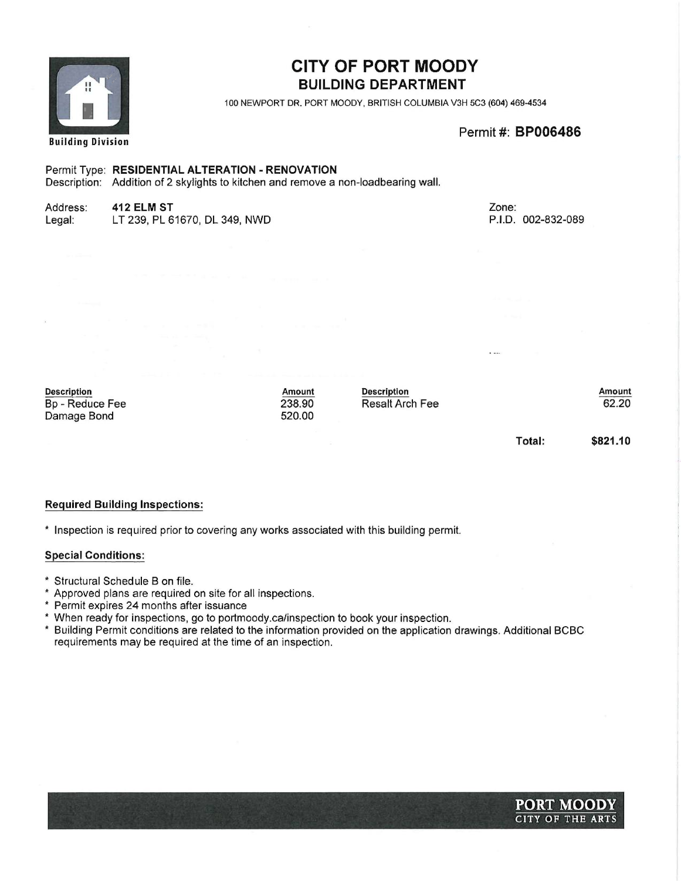Building Division

# CITY OF PORT MOODY

## BUILDING DEPARTMENT

100 NEWPORT DR. PORT MOODY, BRITISH COLUMBIA V3H 5C3 (604) 469-4534

Permit #: **BP006486**

Permit Type: **RESIDENTIAL ALTERATION - RENOVATION**
Description: Addition of 2 skylights to kitchen and remove a non-loadbearing wall.

Address: **412 ELM ST**
Legal: LT 239, PL 61670, DL 349, NWD

Zone:
P.I.D. 002-832-089

| Description | Amount | Description | Amount |
|---|---|---|---|
| Bp - Reduce Fee | 238.90 | Resalt Arch Fee | 62.20 |
| Damage Bond | 520.00 | | |

**Total: $821.10**

### Required Building Inspections:

* Inspection is required prior to covering any works associated with this building permit.

### Special Conditions:

* Structural Schedule B on file.
* Approved plans are required on site for all inspections.
* Permit expires 24 months after issuance
* When ready for inspections, go to portmoody.ca/inspection to book your inspection.
* Building Permit conditions are related to the information provided on the application drawings. Additional BCBC requirements may be required at the time of an inspection.

PORT MOODY
CITY OF THE ARTS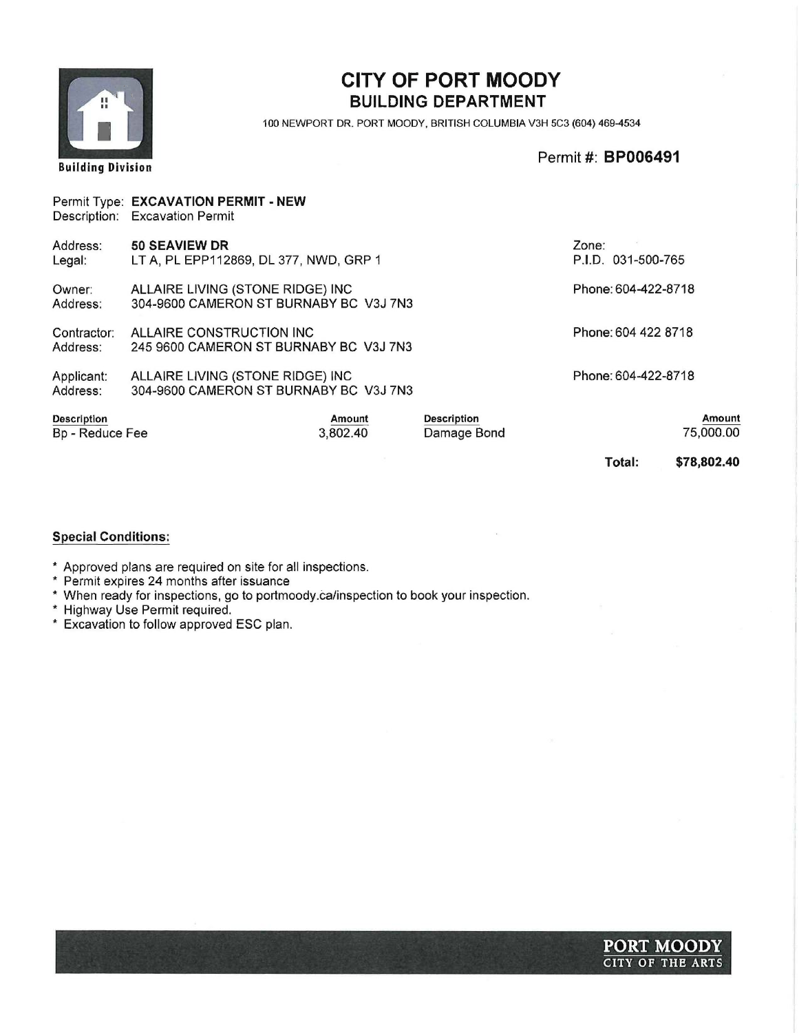Building Division

# CITY OF PORT MOODY

## BUILDING DEPARTMENT

100 NEWPORT DR. PORT MOODY, BRITISH COLUMBIA V3H 5C3 (604) 469-4534

Permit #: **BP006491**

Permit Type: **EXCAVATION PERMIT - NEW**
Description: Excavation Permit

| | | | |
|---|---|---|---|
| Address: | **50 SEAVIEW DR** | Zone: | |
| Legal: | LT A, PL EPP112869, DL 377, NWD, GRP 1 | P.I.D. | 031-500-765 |
| Owner: | ALLAIRE LIVING (STONE RIDGE) INC | Phone: | 604-422-8718 |
| Address: | 304-9600 CAMERON ST BURNABY BC V3J 7N3 | | |
| Contractor: | ALLAIRE CONSTRUCTION INC | Phone: | 604 422 8718 |
| Address: | 245 9600 CAMERON ST BURNABY BC V3J 7N3 | | |
| Applicant: | ALLAIRE LIVING (STONE RIDGE) INC | Phone: | 604-422-8718 |
| Address: | 304-9600 CAMERON ST BURNABY BC V3J 7N3 | | |

| Description | Amount | Description | Amount |
|---|---|---|---|
| Bp - Reduce Fee | 3,802.40 | Damage Bond | 75,000.00 |
| | | **Total:** | **$78,802.40** |

**Special Conditions:**

* Approved plans are required on site for all inspections.
* Permit expires 24 months after issuance
* When ready for inspections, go to portmoody.ca/inspection to book your inspection.
* Highway Use Permit required.
* Excavation to follow approved ESC plan.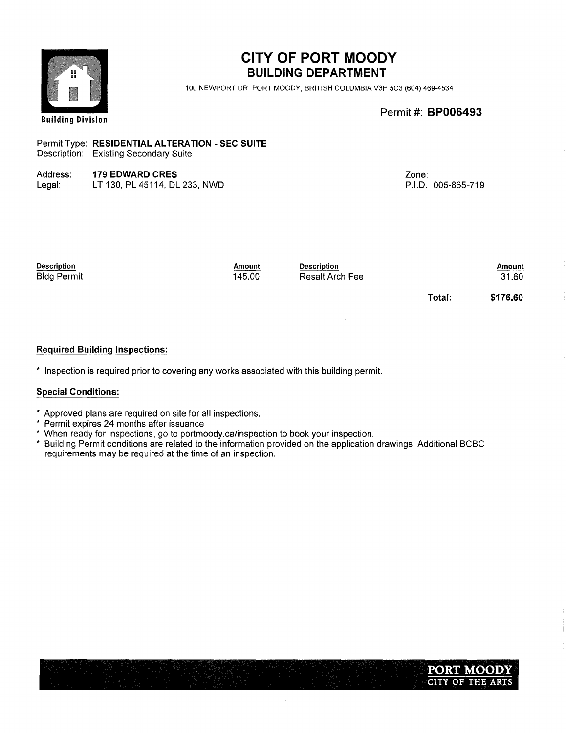Building Division

# CITY OF PORT MOODY
## BUILDING DEPARTMENT

100 NEWPORT DR. PORT MOODY, BRITISH COLUMBIA V3H 5C3 (604) 469-4534

Permit #: **BP006493**

Permit Type: **RESIDENTIAL ALTERATION - SEC SUITE**
Description: Existing Secondary Suite

Address: **179 EDWARD CRES**
Legal: LT 130, PL 45114, DL 233, NWD

Zone:
P.I.D. 005-865-719

| Description | Amount | Description | Amount |
|---|---|---|---|
| Bldg Permit | 145.00 | Resalt Arch Fee | 31.60 |
| | | **Total:** | **$176.60** |

**Required Building Inspections:**

* Inspection is required prior to covering any works associated with this building permit.

**Special Conditions:**

* Approved plans are required on site for all inspections.
* Permit expires 24 months after issuance
* When ready for inspections, go to portmoody.ca/inspection to book your inspection.
* Building Permit conditions are related to the information provided on the application drawings. Additional BCBC requirements may be required at the time of an inspection.

PORT MOODY
CITY OF THE ARTS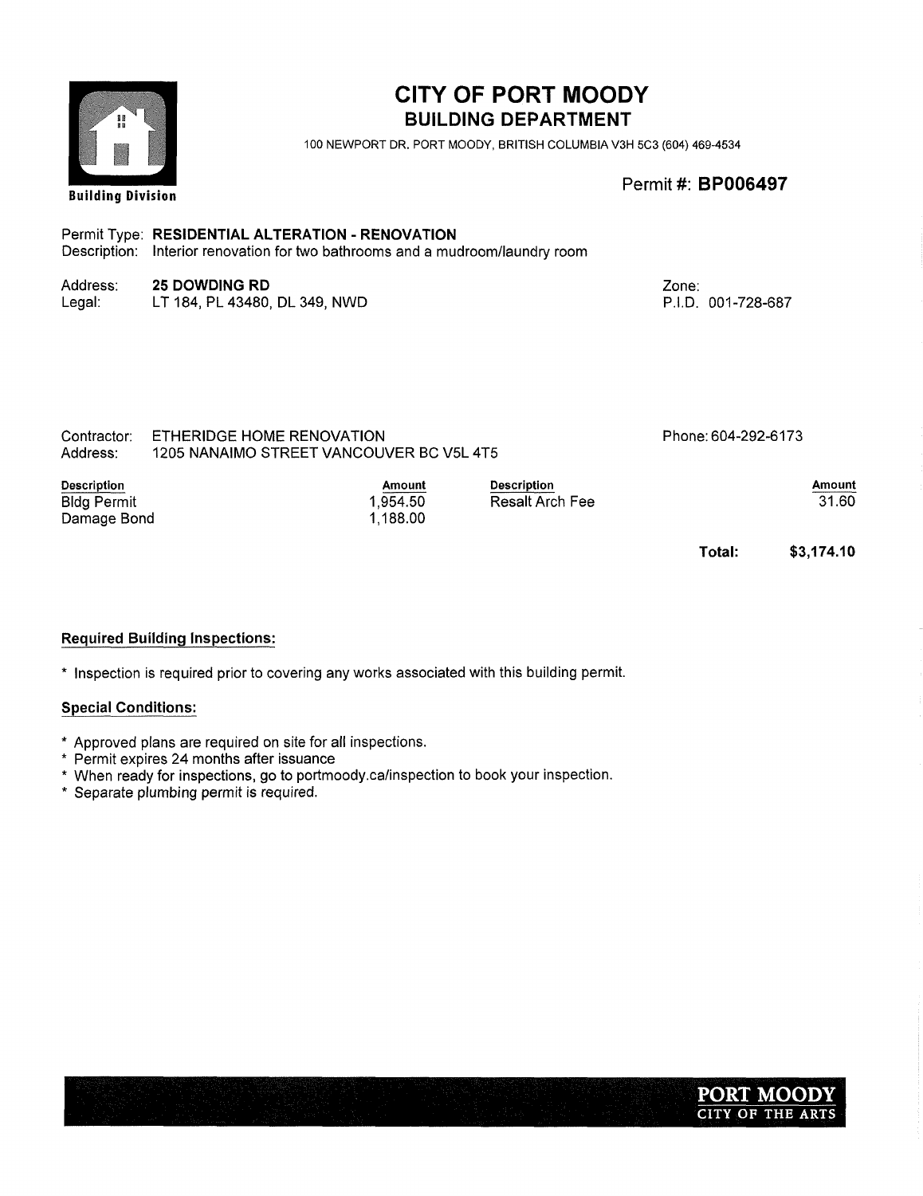# CITY OF PORT MOODY
## BUILDING DEPARTMENT

100 NEWPORT DR. PORT MOODY, BRITISH COLUMBIA V3H 5C3 (604) 469-4534

Building Division

Permit #: **BP006497**

Permit Type: **RESIDENTIAL ALTERATION - RENOVATION**
Description: Interior renovation for two bathrooms and a mudroom/laundry room

Address: **25 DOWDING RD**
Legal: LT 184, PL 43480, DL 349, NWD

Zone:
P.I.D. 001-728-687

Contractor: ETHERIDGE HOME RENOVATION
Address: 1205 NANAIMO STREET VANCOUVER BC V5L 4T5

Phone: 604-292-6173

| Description | Amount | Description | Amount |
|---|---|---|---|
| Bldg Permit | 1,954.50 | Resalt Arch Fee | 31.60 |
| Damage Bond | 1,188.00 | | |

**Total: $3,174.10**

**Required Building Inspections:**

* Inspection is required prior to covering any works associated with this building permit.

**Special Conditions:**

* Approved plans are required on site for all inspections.
* Permit expires 24 months after issuance
* When ready for inspections, go to portmoody.ca/inspection to book your inspection.
* Separate plumbing permit is required.

PORT MOODY
CITY OF THE ARTS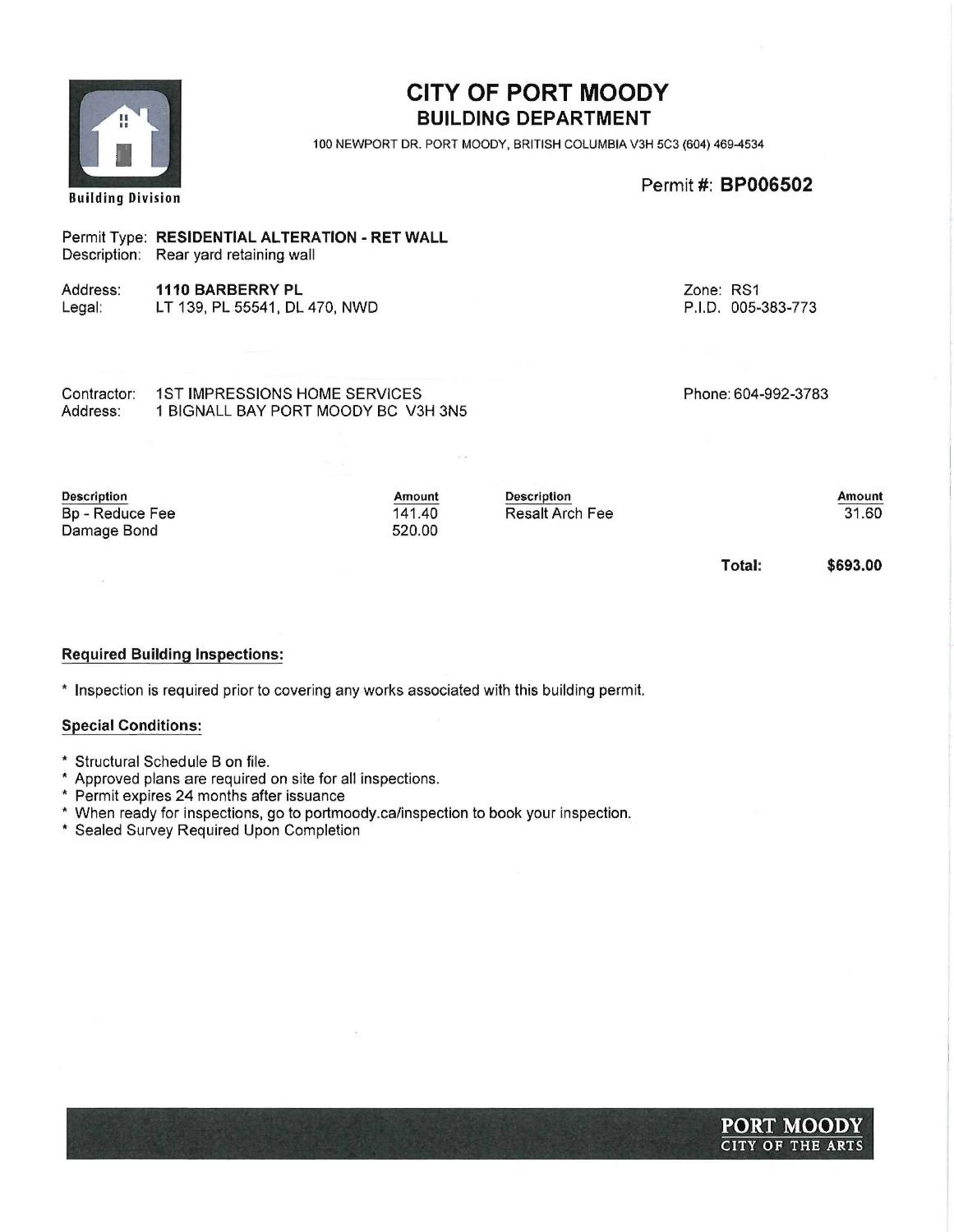Building Division

# CITY OF PORT MOODY
## BUILDING DEPARTMENT

100 NEWPORT DR. PORT MOODY, BRITISH COLUMBIA V3H 5C3 (604) 469-4534

Permit #: **BP006502**

Permit Type: **RESIDENTIAL ALTERATION - RET WALL**
Description: Rear yard retaining wall

Address: **1110 BARBERRY PL**
Legal: LT 139, PL 55541, DL 470, NWD

Zone: RS1
P.I.D. 005-383-773

Contractor: 1ST IMPRESSIONS HOME SERVICES
Address: 1 BIGNALL BAY PORT MOODY BC V3H 3N5

Phone: 604-992-3783

| Description | Amount | Description | Amount |
|---|---|---|---|
| Bp - Reduce Fee | 141.40 | Resalt Arch Fee | 31.60 |
| Damage Bond | 520.00 | | |

**Total: $693.00**

### Required Building Inspections:

* Inspection is required prior to covering any works associated with this building permit.

### Special Conditions:

* Structural Schedule B on file.
* Approved plans are required on site for all inspections.
* Permit expires 24 months after issuance
* When ready for inspections, go to portmoody.ca/inspection to book your inspection.
* Sealed Survey Required Upon Completion

PORT MOODY
CITY OF THE ARTS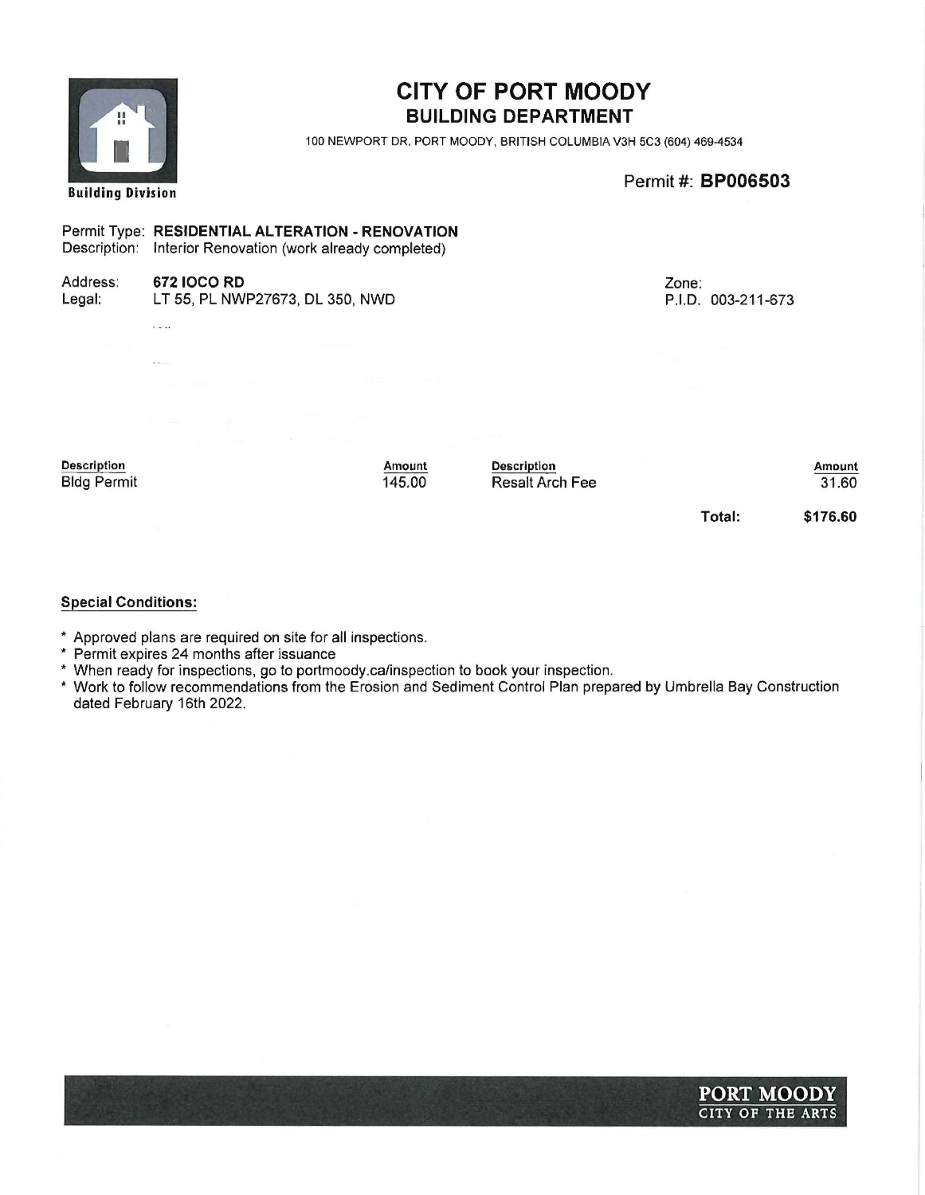Building Division

# CITY OF PORT MOODY

## BUILDING DEPARTMENT

100 NEWPORT DR. PORT MOODY, BRITISH COLUMBIA V3H 5C3 (604) 469-4534

Permit #: **BP006503**

Permit Type: **RESIDENTIAL ALTERATION - RENOVATION**
Description: Interior Renovation (work already completed)

Address: **672 IOCO RD**
Legal: LT 55, PL NWP27673, DL 350, NWD

Zone:
P.I.D. 003-211-673

| Description | Amount | Description | Amount |
|---|---|---|---|
| Bldg Permit | 145.00 | Resalt Arch Fee | 31.60 |
| | | **Total:** | **$176.60** |

**Special Conditions:**

* Approved plans are required on site for all inspections.
* Permit expires 24 months after issuance
* When ready for inspections, go to portmoody.ca/inspection to book your inspection.
* Work to follow recommendations from the Erosion and Sediment Control Plan prepared by Umbrella Bay Construction dated February 16th 2022.

PORT MOODY
CITY OF THE ARTS